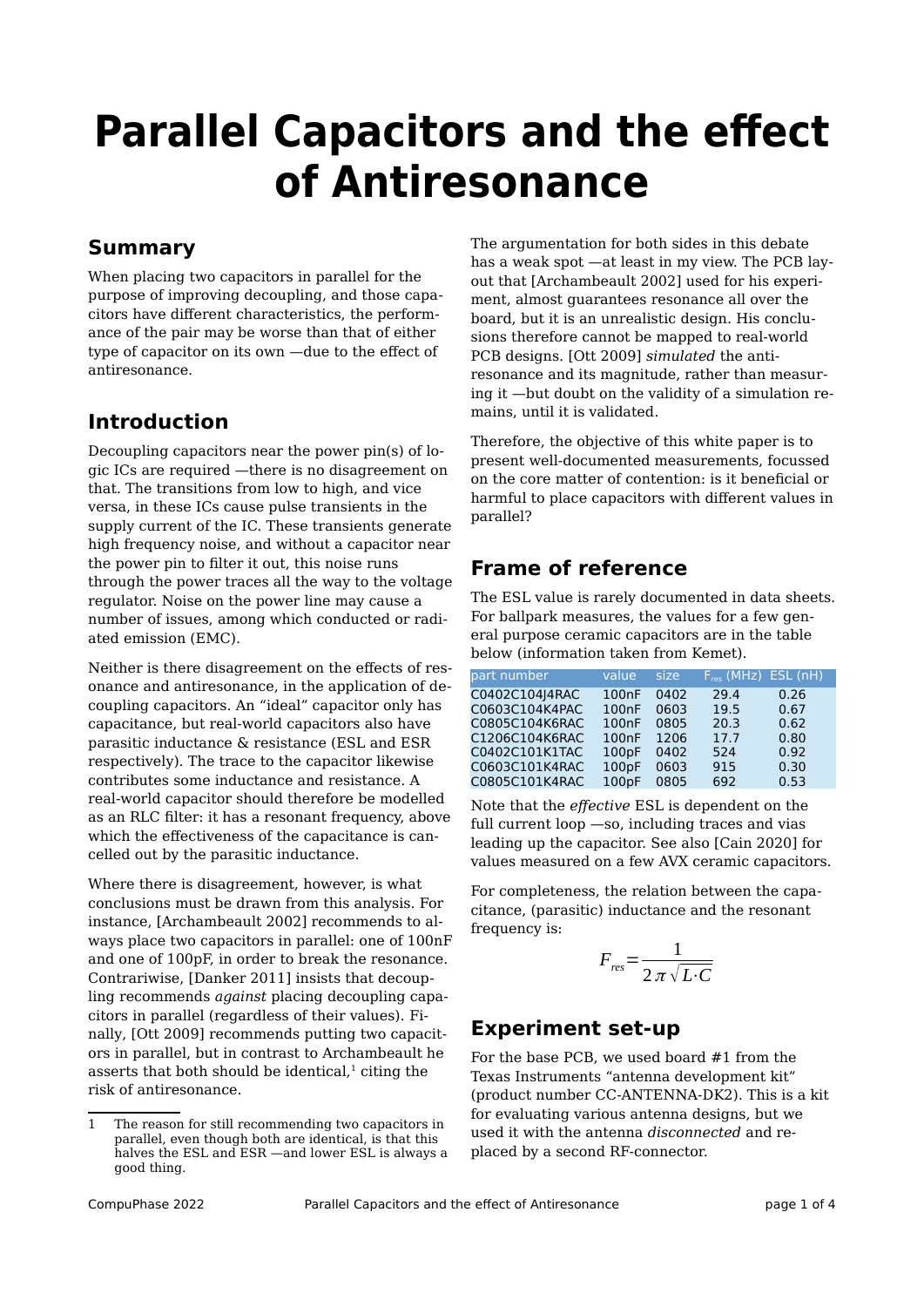# Parallel Capacitors and the effect of Antiresonance

## Summary

When placing two capacitors in parallel for the purpose of improving decoupling, and those capacitors have different characteristics, the performance of the pair may be worse than that of either type of capacitor on its own —due to the effect of antiresonance.

## Introduction

Decoupling capacitors near the power pin(s) of logic ICs are required —there is no disagreement on that. The transitions from low to high, and vice versa, in these ICs cause pulse transients in the supply current of the IC. These transients generate high frequency noise, and without a capacitor near the power pin to filter it out, this noise runs through the power traces all the way to the voltage regulator. Noise on the power line may cause a number of issues, among which conducted or radiated emission (EMC).

Neither is there disagreement on the effects of resonance and antiresonance, in the application of decoupling capacitors. An "ideal" capacitor only has capacitance, but real-world capacitors also have parasitic inductance & resistance (ESL and ESR respectively). The trace to the capacitor likewise contributes some inductance and resistance. A real-world capacitor should therefore be modelled as an RLC filter: it has a resonant frequency, above which the effectiveness of the capacitance is cancelled out by the parasitic inductance.

Where there is disagreement, however, is what conclusions must be drawn from this analysis. For instance, [Archambeault 2002] recommends to always place two capacitors in parallel: one of 100nF and one of 100pF, in order to break the resonance. Contrariwise, [Danker 2011] insists that decoupling recommends *against* placing decoupling capacitors in parallel (regardless of their values). Finally, [Ott 2009] recommends putting two capacitors in parallel, but in contrast to Archambeault he asserts that both should be identical,[1] citing the risk of antiresonance.

The argumentation for both sides in this debate has a weak spot —at least in my view. The PCB layout that [Archambeault 2002] used for his experiment, almost guarantees resonance all over the board, but it is an unrealistic design. His conclusions therefore cannot be mapped to real-world PCB designs. [Ott 2009] *simulated* the antiresonance and its magnitude, rather than measuring it —but doubt on the validity of a simulation remains, until it is validated.

Therefore, the objective of this white paper is to present well-documented measurements, focussed on the core matter of contention: is it beneficial or harmful to place capacitors with different values in parallel?

## Frame of reference

The ESL value is rarely documented in data sheets. For ballpark measures, the values for a few general purpose ceramic capacitors are in the table below (information taken from Kemet).

| part number | value | size | $F_{res}$ (MHz) | ESL (nH) |
|---|---|---|---|---|
| C0402C104J4RAC | 100nF | 0402 | 29.4 | 0.26 |
| C0603C104K4PAC | 100nF | 0603 | 19.5 | 0.67 |
| C0805C104K6RAC | 100nF | 0805 | 20.3 | 0.62 |
| C1206C104K6RAC | 100nF | 1206 | 17.7 | 0.80 |
| C0402C101K1TAC | 100pF | 0402 | 524 | 0.92 |
| C0603C101K4RAC | 100pF | 0603 | 915 | 0.30 |
| C0805C101K4RAC | 100pF | 0805 | 692 | 0.53 |

Note that the *effective* ESL is dependent on the full current loop —so, including traces and vias leading up the capacitor. See also [Cain 2020] for values measured on a few AVX ceramic capacitors.

For completeness, the relation between the capacitance, (parasitic) inductance and the resonant frequency is:

$$F_{res} = \frac{1}{2\pi\sqrt{L \cdot C}}$$

## Experiment set-up

For the base PCB, we used board #1 from the Texas Instruments "antenna development kit" (product number CC-ANTENNA-DK2). This is a kit for evaluating various antenna designs, but we used it with the antenna *disconnected* and replaced by a second RF-connector.

---

[1] The reason for still recommending two capacitors in parallel, even though both are identical, is that this halves the ESL and ESR —and lower ESL is always a good thing.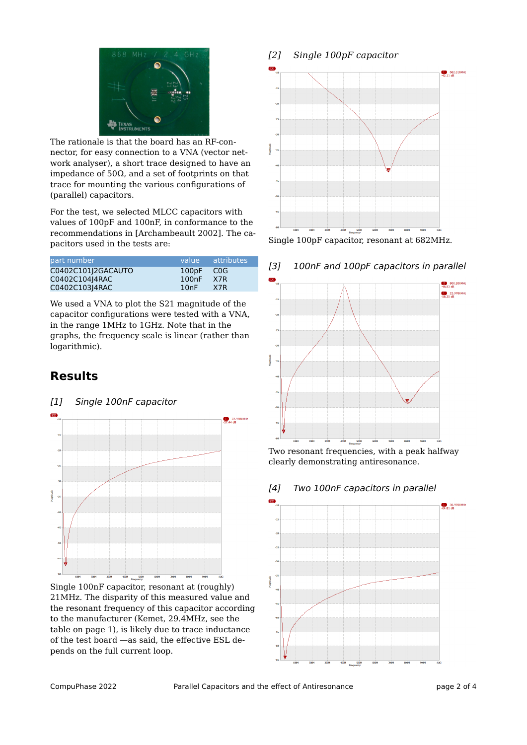The rationale is that the board has an RF-connector, for easy connection to a VNA (vector network analyser), a short trace designed to have an impedance of 50Ω, and a set of footprints on that trace for mounting the various configurations of (parallel) capacitors.

For the test, we selected MLCC capacitors with values of 100pF and 100nF, in conformance to the recommendations in [Archambeault 2002]. The capacitors used in the tests are:

| part number | value | attributes |
|---|---|---|
| C0402C101J2GACAUTO | 100pF | C0G |
| C0402C104J4RAC | 100nF | X7R |
| C0402C103J4RAC | 10nF | X7R |

We used a VNA to plot the S21 magnitude of the capacitor configurations were tested with a VNA, in the range 1MHz to 1GHz. Note that in the graphs, the frequency scale is linear (rather than logarithmic).

## Results

### *[1] Single 100nF capacitor*

Single 100nF capacitor, resonant at (roughly) 21MHz. The disparity of this measured value and the resonant frequency of this capacitor according to the manufacturer (Kemet, 29.4MHz, see the table on page 1), is likely due to trace inductance of the test board —as said, the effective ESL depends on the full current loop.

### *[2] Single 100pF capacitor*

Single 100pF capacitor, resonant at 682MHz.

### *[3] 100nF and 100pF capacitors in parallel*

Two resonant frequencies, with a peak halfway clearly demonstrating antiresonance.

### *[4] Two 100nF capacitors in parallel*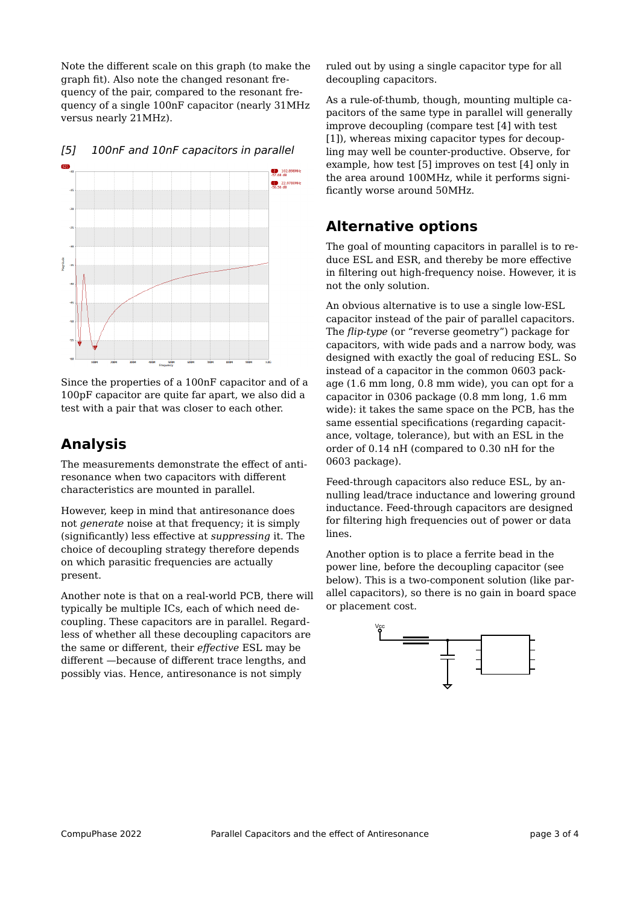Note the different scale on this graph (to make the graph fit). Also note the changed resonant frequency of the pair, compared to the resonant frequency of a single 100nF capacitor (nearly 31MHz versus nearly 21MHz).

*[5] 100nF and 10nF capacitors in parallel*

Since the properties of a 100nF capacitor and of a 100pF capacitor are quite far apart, we also did a test with a pair that was closer to each other.

## Analysis

The measurements demonstrate the effect of antiresonance when two capacitors with different characteristics are mounted in parallel.

However, keep in mind that antiresonance does not *generate* noise at that frequency; it is simply (significantly) less effective at *suppressing* it. The choice of decoupling strategy therefore depends on which parasitic frequencies are actually present.

Another note is that on a real-world PCB, there will typically be multiple ICs, each of which need decoupling. These capacitors are in parallel. Regardless of whether all these decoupling capacitors are the same or different, their *effective* ESL may be different —because of different trace lengths, and possibly vias. Hence, antiresonance is not simply ruled out by using a single capacitor type for all decoupling capacitors.

As a rule-of-thumb, though, mounting multiple capacitors of the same type in parallel will generally improve decoupling (compare test [4] with test [1]), whereas mixing capacitor types for decoupling may well be counter-productive. Observe, for example, how test [5] improves on test [4] only in the area around 100MHz, while it performs significantly worse around 50MHz.

## Alternative options

The goal of mounting capacitors in parallel is to reduce ESL and ESR, and thereby be more effective in filtering out high-frequency noise. However, it is not the only solution.

An obvious alternative is to use a single low-ESL capacitor instead of the pair of parallel capacitors. The *flip-type* (or "reverse geometry") package for capacitors, with wide pads and a narrow body, was designed with exactly the goal of reducing ESL. So instead of a capacitor in the common 0603 package (1.6 mm long, 0.8 mm wide), you can opt for a capacitor in 0306 package (0.8 mm long, 1.6 mm wide): it takes the same space on the PCB, has the same essential specifications (regarding capacitance, voltage, tolerance), but with an ESL in the order of 0.14 nH (compared to 0.30 nH for the 0603 package).

Feed-through capacitors also reduce ESL, by annulling lead/trace inductance and lowering ground inductance. Feed-through capacitors are designed for filtering high frequencies out of power or data lines.

Another option is to place a ferrite bead in the power line, before the decoupling capacitor (see below). This is a two-component solution (like parallel capacitors), so there is no gain in board space or placement cost.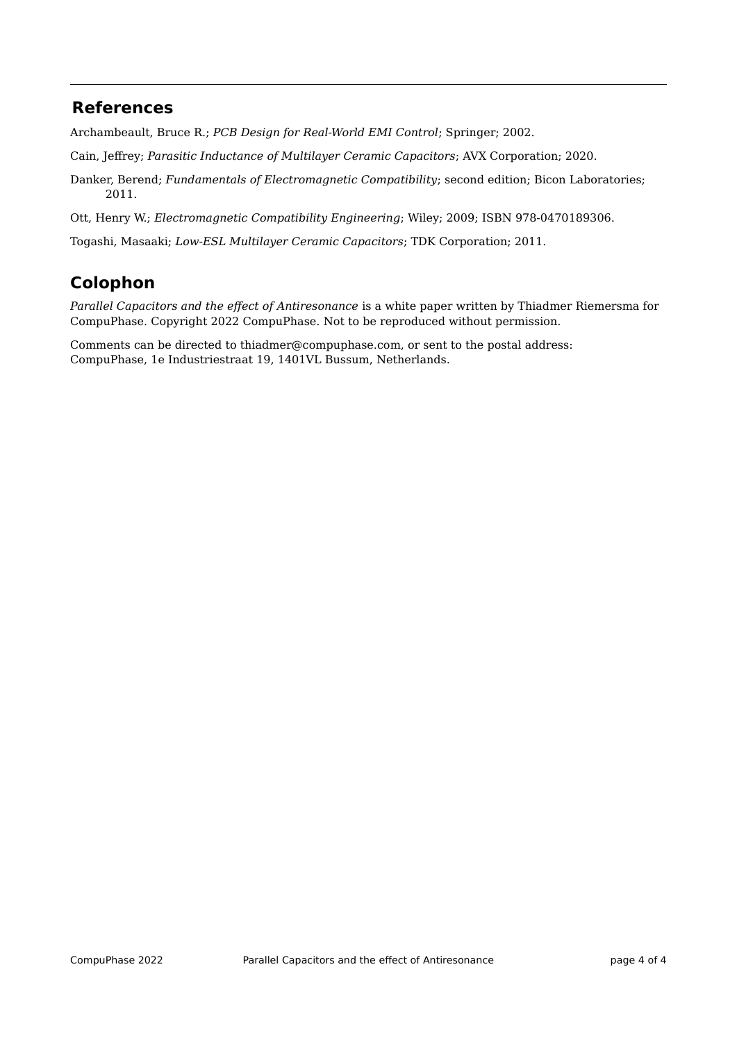## References

Archambeault, Bruce R.; *PCB Design for Real-World EMI Control*; Springer; 2002.

Cain, Jeffrey; *Parasitic Inductance of Multilayer Ceramic Capacitors*; AVX Corporation; 2020.

Danker, Berend; *Fundamentals of Electromagnetic Compatibility*; second edition; Bicon Laboratories; 2011.

Ott, Henry W.; *Electromagnetic Compatibility Engineering*; Wiley; 2009; ISBN 978-0470189306.

Togashi, Masaaki; *Low-ESL Multilayer Ceramic Capacitors*; TDK Corporation; 2011.

## Colophon

*Parallel Capacitors and the effect of Antiresonance* is a white paper written by Thiadmer Riemersma for CompuPhase. Copyright 2022 CompuPhase. Not to be reproduced without permission.

Comments can be directed to thiadmer@compuphase.com, or sent to the postal address:
CompuPhase, 1e Industriestraat 19, 1401VL Bussum, Netherlands.